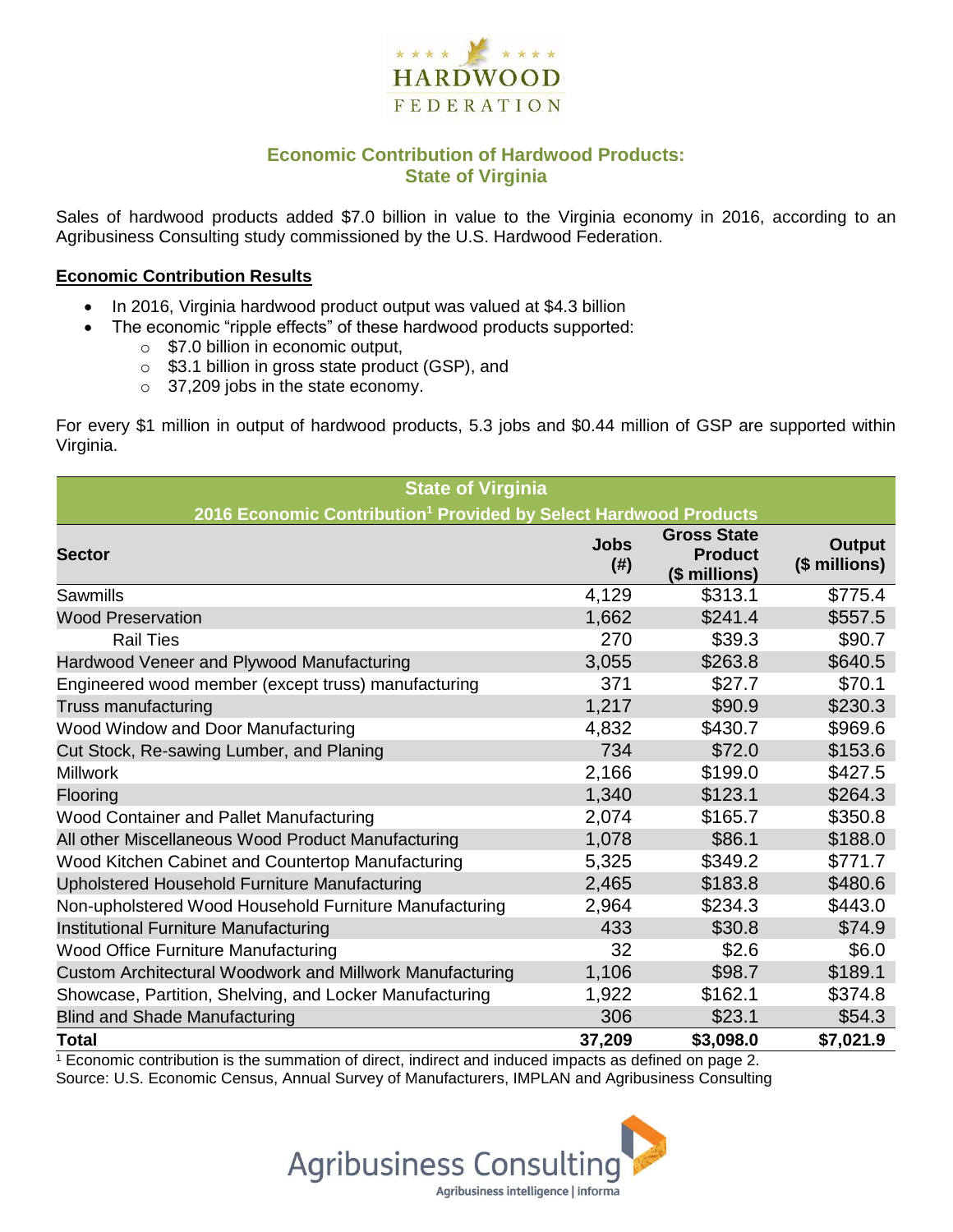HARDWOOD FEDERATION

## Economic Contribution of Hardwood Products: State of Virginia

Sales of hardwood products added $7.0 billion in value to the Virginia economy in 2016, according to an Agribusiness Consulting study commissioned by the U.S. Hardwood Federation.

**Economic Contribution Results**

- In 2016, Virginia hardwood product output was valued at $4.3 billion
- The economic "ripple effects" of these hardwood products supported:
  - $7.0 billion in economic output,
  - $3.1 billion in gross state product (GSP), and
  - 37,209 jobs in the state economy.

For every $1 million in output of hardwood products, 5.3 jobs and $0.44 million of GSP are supported within Virginia.

**State of Virginia**
**2016 Economic Contribution[1] Provided by Select Hardwood Products**

| Sector | Jobs (#) | Gross State Product ($ millions) | Output ($ millions) |
|---|---|---|---|
| Sawmills | 4,129 | $313.1 | $775.4 |
| Wood Preservation | 1,662 | $241.4 | $557.5 |
| Rail Ties | 270 | $39.3 | $90.7 |
| Hardwood Veneer and Plywood Manufacturing | 3,055 | $263.8 | $640.5 |
| Engineered wood member (except truss) manufacturing | 371 | $27.7 | $70.1 |
| Truss manufacturing | 1,217 | $90.9 | $230.3 |
| Wood Window and Door Manufacturing | 4,832 | $430.7 | $969.6 |
| Cut Stock, Re-sawing Lumber, and Planing | 734 | $72.0 | $153.6 |
| Millwork | 2,166 | $199.0 | $427.5 |
| Flooring | 1,340 | $123.1 | $264.3 |
| Wood Container and Pallet Manufacturing | 2,074 | $165.7 | $350.8 |
| All other Miscellaneous Wood Product Manufacturing | 1,078 | $86.1 | $188.0 |
| Wood Kitchen Cabinet and Countertop Manufacturing | 5,325 | $349.2 | $771.7 |
| Upholstered Household Furniture Manufacturing | 2,465 | $183.8 | $480.6 |
| Non-upholstered Wood Household Furniture Manufacturing | 2,964 | $234.3 | $443.0 |
| Institutional Furniture Manufacturing | 433 | $30.8 | $74.9 |
| Wood Office Furniture Manufacturing | 32 | $2.6 | $6.0 |
| Custom Architectural Woodwork and Millwork Manufacturing | 1,106 | $98.7 | $189.1 |
| Showcase, Partition, Shelving, and Locker Manufacturing | 1,922 | $162.1 | $374.8 |
| Blind and Shade Manufacturing | 306 | $23.1 | $54.3 |
| **Total** | **37,209** | **$3,098.0** | **$7,021.9** |

[1] Economic contribution is the summation of direct, indirect and induced impacts as defined on page 2.
Source: U.S. Economic Census, Annual Survey of Manufacturers, IMPLAN and Agribusiness Consulting

Agribusiness Consulting
Agribusiness intelligence | informa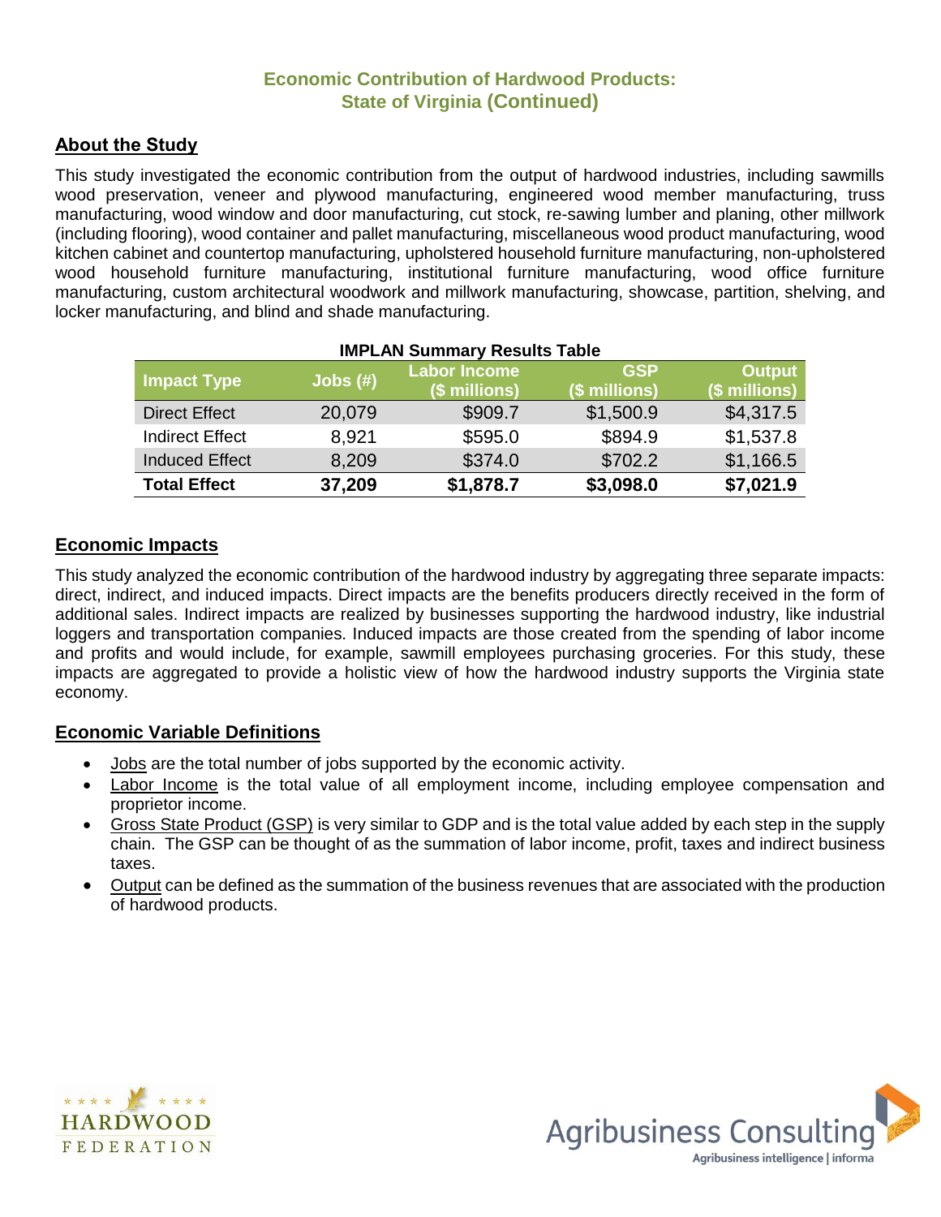## Economic Contribution of Hardwood Products: State of Virginia (Continued)

### About the Study

This study investigated the economic contribution from the output of hardwood industries, including sawmills wood preservation, veneer and plywood manufacturing, engineered wood member manufacturing, truss manufacturing, wood window and door manufacturing, cut stock, re-sawing lumber and planing, other millwork (including flooring), wood container and pallet manufacturing, miscellaneous wood product manufacturing, wood kitchen cabinet and countertop manufacturing, upholstered household furniture manufacturing, non-upholstered wood household furniture manufacturing, institutional furniture manufacturing, wood office furniture manufacturing, custom architectural woodwork and millwork manufacturing, showcase, partition, shelving, and locker manufacturing, and blind and shade manufacturing.

**IMPLAN Summary Results Table**

| Impact Type | Jobs (#) | Labor Income ($ millions) | GSP ($ millions) | Output ($ millions) |
|---|---|---|---|---|
| Direct Effect | 20,079 | $909.7 | $1,500.9 | $4,317.5 |
| Indirect Effect | 8,921 | $595.0 | $894.9 | $1,537.8 |
| Induced Effect | 8,209 | $374.0 | $702.2 | $1,166.5 |
| **Total Effect** | **37,209** | **$1,878.7** | **$3,098.0** | **$7,021.9** |

### Economic Impacts

This study analyzed the economic contribution of the hardwood industry by aggregating three separate impacts: direct, indirect, and induced impacts. Direct impacts are the benefits producers directly received in the form of additional sales. Indirect impacts are realized by businesses supporting the hardwood industry, like industrial loggers and transportation companies. Induced impacts are those created from the spending of labor income and profits and would include, for example, sawmill employees purchasing groceries. For this study, these impacts are aggregated to provide a holistic view of how the hardwood industry supports the Virginia state economy.

### Economic Variable Definitions

- Jobs are the total number of jobs supported by the economic activity.
- Labor Income is the total value of all employment income, including employee compensation and proprietor income.
- Gross State Product (GSP) is very similar to GDP and is the total value added by each step in the supply chain. The GSP can be thought of as the summation of labor income, profit, taxes and indirect business taxes.
- Output can be defined as the summation of the business revenues that are associated with the production of hardwood products.

HARDWOOD FEDERATION

Agribusiness Consulting
Agribusiness intelligence | informa